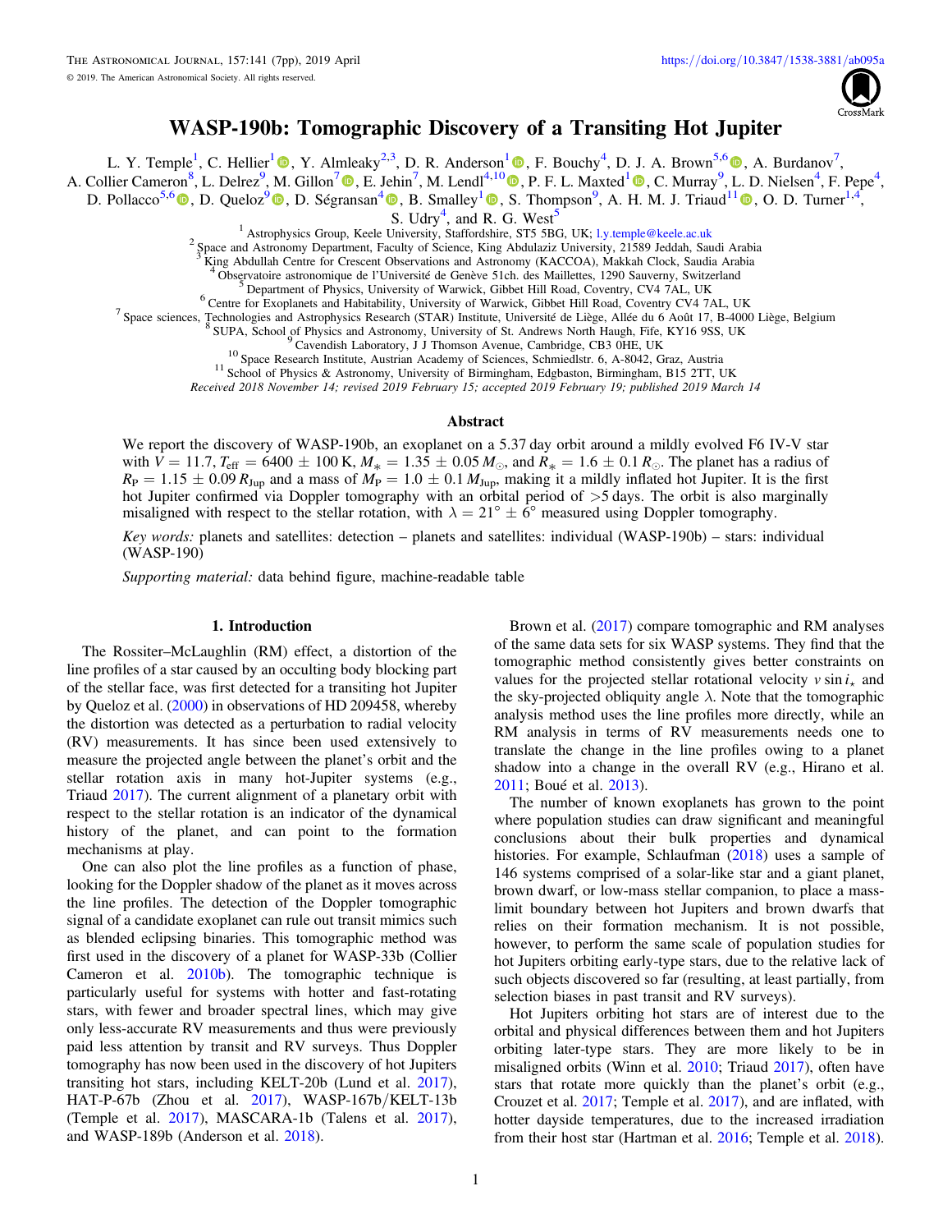# WASP-190b: Tomographic Discovery of a Transiting Hot Jupiter

L. Y. Temple[1], C. Hellier[1], Y. Almleaky[2,3], D. R. Anderson[1], F. Bouchy[4], D. J. A. Brown[5,6], A. Burdanov[7], A. Collier Cameron[8], L. Delrez[9], M. Gillon[7], E. Jehin[7], M. Lendl[4,10], P. F. L. Maxted[1], C. Murray[9], L. D. Nielsen[4], F. Pepe[4], D. Pollacco[5,6], D. Queloz[9], D. Ségransan[4], B. Smalley[1], S. Thompson[9], A. H. M. J. Triaud[11], O. D. Turner[1,4], S. Udry[4], and R. G. West[5]

[1] Astrophysics Group, Keele University, Staffordshire, ST5 5BG, UK; l.y.temple@keele.ac.uk
[2] Space and Astronomy Department, Faculty of Science, King Abdulaziz University, 21589 Jeddah, Saudi Arabia
[3] King Abdullah Centre for Crescent Observations and Astronomy (KACCOA), Makkah Clock, Saudia Arabia
[4] Observatoire astronomique de l'Université de Genève 51ch. des Maillettes, 1290 Sauverny, Switzerland
[5] Department of Physics, University of Warwick, Gibbet Hill Road, Coventry, CV4 7AL, UK
[6] Centre for Exoplanets and Habitability, University of Warwick, Gibbet Hill Road, Coventry CV4 7AL, UK
[7] Space sciences, Technologies and Astrophysics Research (STAR) Institute, Université de Liège, Allée du 6 Août 17, B-4000 Liège, Belgium
[8] SUPA, School of Physics and Astronomy, University of St. Andrews North Haugh, Fife, KY16 9SS, UK
[9] Cavendish Laboratory, J J Thomson Avenue, Cambridge, CB3 0HE, UK
[10] Space Research Institute, Austrian Academy of Sciences, Schmiedlstr. 6, A-8042, Graz, Austria
[11] School of Physics & Astronomy, University of Birmingham, Edgbaston, Birmingham, B15 2TT, UK

*Received 2018 November 14; revised 2019 February 15; accepted 2019 February 19; published 2019 March 14*

## Abstract

We report the discovery of WASP-190b, an exoplanet on a 5.37 day orbit around a mildly evolved F6 IV-V star with $V = 11.7$, $T_{\rm eff} = 6400 \pm 100$ K, $M_* = 1.35 \pm 0.05\, M_\odot$, and $R_* = 1.6 \pm 0.1\, R_\odot$. The planet has a radius of $R_{\rm P} = 1.15 \pm 0.09\, R_{\rm Jup}$ and a mass of $M_{\rm P} = 1.0 \pm 0.1\, M_{\rm Jup}$, making it a mildly inflated hot Jupiter. It is the first hot Jupiter confirmed via Doppler tomography with an orbital period of >5 days. The orbit is also marginally misaligned with respect to the stellar rotation, with $\lambda = 21^\circ \pm 6^\circ$ measured using Doppler tomography.

*Key words:* planets and satellites: detection – planets and satellites: individual (WASP-190b) – stars: individual (WASP-190)

*Supporting material:* data behind figure, machine-readable table

## 1. Introduction

The Rossiter–McLaughlin (RM) effect, a distortion of the line profiles of a star caused by an occulting body blocking part of the stellar face, was first detected for a transiting hot Jupiter by Queloz et al. (2000) in observations of HD 209458, whereby the distortion was detected as a perturbation to radial velocity (RV) measurements. It has since been used extensively to measure the projected angle between the planet's orbit and the stellar rotation axis in many hot-Jupiter systems (e.g., Triaud 2017). The current alignment of a planetary orbit with respect to the stellar rotation is an indicator of the dynamical history of the planet, and can point to the formation mechanisms at play.

One can also plot the line profiles as a function of phase, looking for the Doppler shadow of the planet as it moves across the line profiles. The detection of the Doppler tomographic signal of a candidate exoplanet can rule out transit mimics such as blended eclipsing binaries. This tomographic method was first used in the discovery of a planet for WASP-33b (Collier Cameron et al. 2010b). The tomographic technique is particularly useful for systems with hotter and fast-rotating stars, with fewer and broader spectral lines, which may give only less-accurate RV measurements and thus were previously paid less attention by transit and RV surveys. Thus Doppler tomography has now been used in the discovery of hot Jupiters transiting hot stars, including KELT-20b (Lund et al. 2017), HAT-P-67b (Zhou et al. 2017), WASP-167b/KELT-13b (Temple et al. 2017), MASCARA-1b (Talens et al. 2017), and WASP-189b (Anderson et al. 2018).

Brown et al. (2017) compare tomographic and RM analyses of the same data sets for six WASP systems. They find that the tomographic method consistently gives better constraints on values for the projected stellar rotational velocity $v \sin i_\star$ and the sky-projected obliquity angle $\lambda$. Note that the tomographic analysis method uses the line profiles more directly, while an RM analysis in terms of RV measurements needs one to translate the change in the line profiles owing to a planet shadow into a change in the overall RV (e.g., Hirano et al. 2011; Boué et al. 2013).

The number of known exoplanets has grown to the point where population studies can draw significant and meaningful conclusions about their bulk properties and dynamical histories. For example, Schlaufman (2018) uses a sample of 146 systems comprised of a solar-like star and a giant planet, brown dwarf, or low-mass stellar companion, to place a mass-limit boundary between hot Jupiters and brown dwarfs that relies on their formation mechanism. It is not possible, however, to perform the same scale of population studies for hot Jupiters orbiting early-type stars, due to the relative lack of such objects discovered so far (resulting, at least partially, from selection biases in past transit and RV surveys).

Hot Jupiters orbiting hot stars are of interest due to the orbital and physical differences between them and hot Jupiters orbiting later-type stars. They are more likely to be in misaligned orbits (Winn et al. 2010; Triaud 2017), often have stars that rotate more quickly than the planet's orbit (e.g., Crouzet et al. 2017; Temple et al. 2017), and are inflated, with hotter dayside temperatures, due to the increased irradiation from their host star (Hartman et al. 2016; Temple et al. 2018).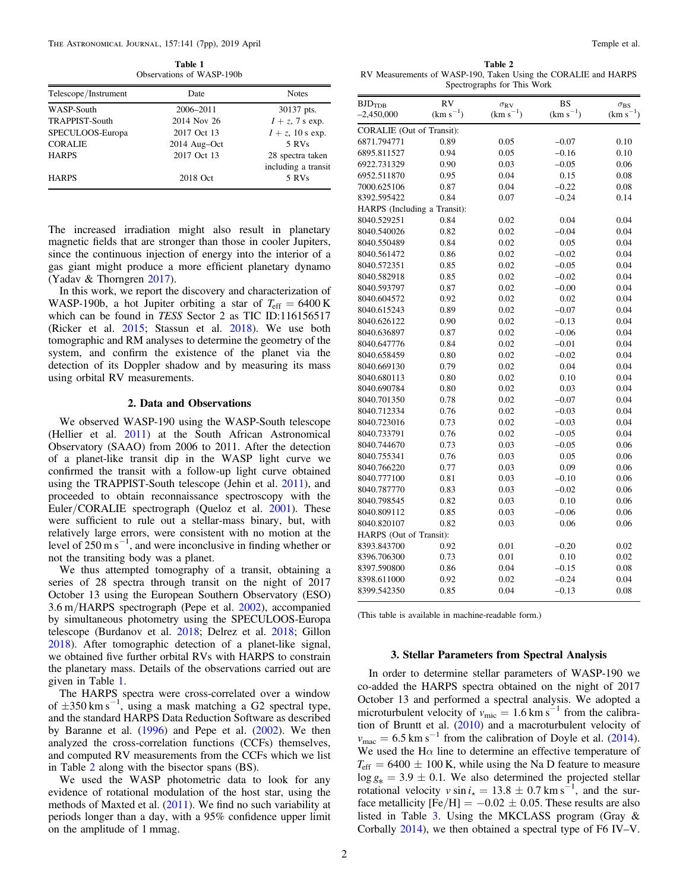**Table 1**
Observations of WASP-190b

| Telescope/Instrument | Date | Notes |
|---|---|---|
| WASP-South | 2006–2011 | 30137 pts. |
| TRAPPIST-South | 2014 Nov 26 | $I + z$, 7 s exp. |
| SPECULOOS-Europa | 2017 Oct 13 | $I + z$, 10 s exp. |
| CORALIE | 2014 Aug–Oct | 5 RVs |
| HARPS | 2017 Oct 13 | 28 spectra taken including a transit |
| HARPS | 2018 Oct | 5 RVs |

The increased irradiation might also result in planetary magnetic fields that are stronger than those in cooler Jupiters, since the continuous injection of energy into the interior of a gas giant might produce a more efficient planetary dynamo (Yadav & Thorngren 2017).

In this work, we report the discovery and characterization of WASP-190b, a hot Jupiter orbiting a star of $T_{\rm eff} = 6400$ K which can be found in *TESS* Sector 2 as TIC ID:116156517 (Ricker et al. 2015; Stassun et al. 2018). We use both tomographic and RM analyses to determine the geometry of the system, and confirm the existence of the planet via the detection of its Doppler shadow and by measuring its mass using orbital RV measurements.

## 2. Data and Observations

We observed WASP-190 using the WASP-South telescope (Hellier et al. 2011) at the South African Astronomical Observatory (SAAO) from 2006 to 2011. After the detection of a planet-like transit dip in the WASP light curve we confirmed the transit with a follow-up light curve obtained using the TRAPPIST-South telescope (Jehin et al. 2011), and proceeded to obtain reconnaissance spectroscopy with the Euler/CORALIE spectrograph (Queloz et al. 2001). These were sufficient to rule out a stellar-mass binary, but, with relatively large errors, were consistent with no motion at the level of 250 m s$^{-1}$, and were inconclusive in finding whether or not the transiting body was a planet.

We thus attempted tomography of a transit, obtaining a series of 28 spectra through transit on the night of 2017 October 13 using the European Southern Observatory (ESO) 3.6 m/HARPS spectrograph (Pepe et al. 2002), accompanied by simultaneous photometry using the SPECULOOS-Europa telescope (Burdanov et al. 2018; Delrez et al. 2018; Gillon 2018). After tomographic detection of a planet-like signal, we obtained five further orbital RVs with HARPS to constrain the planetary mass. Details of the observations carried out are given in Table 1.

The HARPS spectra were cross-correlated over a window of $\pm 350$ km s$^{-1}$, using a mask matching a G2 spectral type, and the standard HARPS Data Reduction Software as described by Baranne et al. (1996) and Pepe et al. (2002). We then analyzed the cross-correlation functions (CCFs) themselves, and computed RV measurements from the CCFs which we list in Table 2 along with the bisector spans (BS).

We used the WASP photometric data to look for any evidence of rotational modulation of the host star, using the methods of Maxted et al. (2011). We find no such variability at periods longer than a day, with a 95% confidence upper limit on the amplitude of 1 mmag.

**Table 2**
RV Measurements of WASP-190, Taken Using the CORALIE and HARPS Spectrographs for This Work

| $\rm BJD_{TDB}$ −2,450,000 | RV (km s$^{-1}$) | $\sigma_{\rm RV}$ (km s$^{-1}$) | BS (km s$^{-1}$) | $\sigma_{\rm BS}$ (km s$^{-1}$) |
|---|---|---|---|---|
| CORALIE (Out of Transit): | | | | |
| 6871.794771 | 0.89 | 0.05 | −0.07 | 0.10 |
| 6895.811527 | 0.94 | 0.05 | −0.16 | 0.10 |
| 6922.731329 | 0.90 | 0.03 | −0.05 | 0.06 |
| 6952.511870 | 0.95 | 0.04 | 0.15 | 0.08 |
| 7000.625106 | 0.87 | 0.04 | −0.22 | 0.08 |
| 8392.595422 | 0.84 | 0.07 | −0.24 | 0.14 |
| HARPS (Including a Transit): | | | | |
| 8040.529251 | 0.84 | 0.02 | 0.04 | 0.04 |
| 8040.540026 | 0.82 | 0.02 | −0.04 | 0.04 |
| 8040.550489 | 0.84 | 0.02 | 0.05 | 0.04 |
| 8040.561472 | 0.86 | 0.02 | −0.02 | 0.04 |
| 8040.572351 | 0.85 | 0.02 | −0.05 | 0.04 |
| 8040.582918 | 0.85 | 0.02 | −0.02 | 0.04 |
| 8040.593797 | 0.87 | 0.02 | −0.00 | 0.04 |
| 8040.604572 | 0.92 | 0.02 | 0.02 | 0.04 |
| 8040.615243 | 0.89 | 0.02 | −0.07 | 0.04 |
| 8040.626122 | 0.90 | 0.02 | −0.13 | 0.04 |
| 8040.636897 | 0.87 | 0.02 | −0.06 | 0.04 |
| 8040.647776 | 0.84 | 0.02 | −0.01 | 0.04 |
| 8040.658459 | 0.80 | 0.02 | −0.02 | 0.04 |
| 8040.669130 | 0.79 | 0.02 | 0.04 | 0.04 |
| 8040.680113 | 0.80 | 0.02 | 0.10 | 0.04 |
| 8040.690784 | 0.80 | 0.02 | 0.03 | 0.04 |
| 8040.701350 | 0.78 | 0.02 | −0.07 | 0.04 |
| 8040.712334 | 0.76 | 0.02 | −0.03 | 0.04 |
| 8040.723016 | 0.73 | 0.02 | −0.03 | 0.04 |
| 8040.733791 | 0.76 | 0.02 | −0.05 | 0.04 |
| 8040.744670 | 0.73 | 0.03 | −0.05 | 0.06 |
| 8040.755341 | 0.76 | 0.03 | 0.05 | 0.06 |
| 8040.766220 | 0.77 | 0.03 | 0.09 | 0.06 |
| 8040.777100 | 0.81 | 0.03 | −0.10 | 0.06 |
| 8040.787770 | 0.83 | 0.03 | −0.02 | 0.06 |
| 8040.798545 | 0.82 | 0.03 | 0.10 | 0.06 |
| 8040.809112 | 0.85 | 0.03 | −0.06 | 0.06 |
| 8040.820107 | 0.82 | 0.03 | 0.06 | 0.06 |
| HARPS (Out of Transit): | | | | |
| 8393.843700 | 0.92 | 0.01 | −0.20 | 0.02 |
| 8396.706300 | 0.73 | 0.01 | 0.10 | 0.02 |
| 8397.590800 | 0.86 | 0.04 | −0.15 | 0.08 |
| 8398.611000 | 0.92 | 0.02 | −0.24 | 0.04 |
| 8399.542350 | 0.85 | 0.04 | −0.13 | 0.08 |

(This table is available in machine-readable form.)

## 3. Stellar Parameters from Spectral Analysis

In order to determine stellar parameters of WASP-190 we co-added the HARPS spectra obtained on the night of 2017 October 13 and performed a spectral analysis. We adopted a microturbulent velocity of $v_{\rm mic} = 1.6$ km s$^{-1}$ from the calibration of Bruntt et al. (2010) and a macroturbulent velocity of $v_{\rm mac} = 6.5$ km s$^{-1}$ from the calibration of Doyle et al. (2014). We used the H$\alpha$ line to determine an effective temperature of $T_{\rm eff} = 6400 \pm 100$ K, while using the Na D feature to measure $\log g_* = 3.9 \pm 0.1$. We also determined the projected stellar rotational velocity $v \sin i_\star = 13.8 \pm 0.7$ km s$^{-1}$, and the surface metallicity [Fe/H] $= -0.02 \pm 0.05$. These results are also listed in Table 3. Using the MKCLASS program (Gray & Corbally 2014), we then obtained a spectral type of F6 IV–V.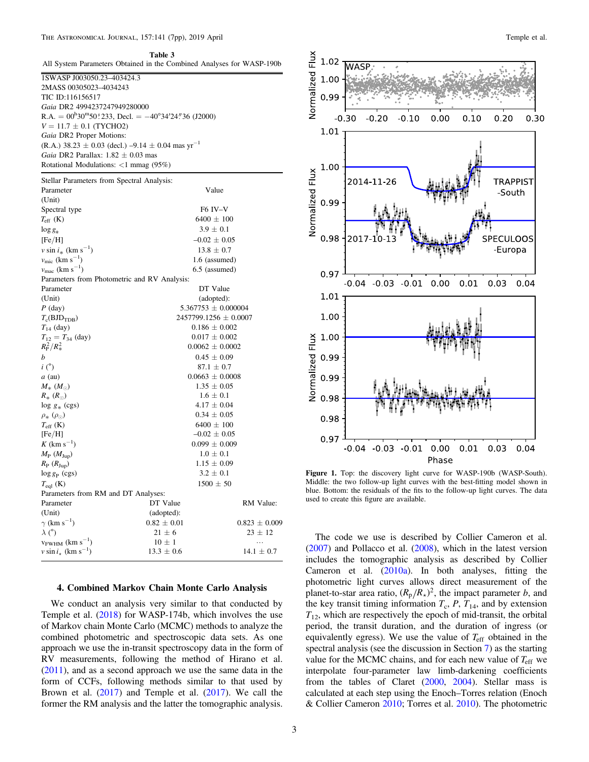**Table 3**
All System Parameters Obtained in the Combined Analyses for WASP-190b

1SWASP J003050.23–403424.3
2MASS 00305023–4034243
TIC ID:116156517
*Gaia* DR2 4994237247949280000
R.A. = 00h30m50.s233, Decl. = −40°34′24.″36 (J2000)
$V = 11.7 \pm 0.1$ (TYCHO2)
*Gaia* DR2 Proper Motions:
(R.A.) 38.23 ± 0.03 (decl.) −9.14 ± 0.04 mas yr$^{-1}$
*Gaia* DR2 Parallax: 1.82 ± 0.03 mas
Rotational Modulations: <1 mmag (95%)

| Stellar Parameters from Spectral Analysis: | | |
|---|---|---|
| Parameter (Unit) | Value | |
| Spectral type | F6 IV–V | |
| $T_{\rm eff}$ (K) | 6400 ± 100 | |
| $\log g_*$ | 3.9 ± 0.1 | |
| [Fe/H] | −0.02 ± 0.05 | |
| $v \sin i_*$ (km s$^{-1}$) | 13.8 ± 0.7 | |
| $v_{\rm mic}$ (km s$^{-1}$) | 1.6 (assumed) | |
| $v_{\rm mac}$ (km s$^{-1}$) | 6.5 (assumed) | |
| Parameters from Photometric and RV Analysis: | | |
| Parameter (Unit) | DT Value (adopted): | |
| $P$ (day) | 5.367753 ± 0.000004 | |
| $T_c$(BJD$_{\rm TDB}$) | 2457799.1256 ± 0.0007 | |
| $T_{14}$ (day) | 0.186 ± 0.002 | |
| $T_{12} = T_{34}$ (day) | 0.017 ± 0.002 | |
| $R_{\rm P}^2/R_*^2$ | 0.0062 ± 0.0002 | |
| $b$ | 0.45 ± 0.09 | |
| $i$ (°) | 87.1 ± 0.7 | |
| $a$ (au) | 0.0663 ± 0.0008 | |
| $M_*$ ($M_\odot$) | 1.35 ± 0.05 | |
| $R_*$ ($R_\odot$) | 1.6 ± 0.1 | |
| $\log g_*$ (cgs) | 4.17 ± 0.04 | |
| $\rho_*$ ($\rho_\odot$) | 0.34 ± 0.05 | |
| $T_{\rm eff}$ (K) | 6400 ± 100 | |
| [Fe/H] | −0.02 ± 0.05 | |
| $K$ (km s$^{-1}$) | 0.099 ± 0.009 | |
| $M_{\rm P}$ ($M_{\rm Jup}$) | 1.0 ± 0.1 | |
| $R_{\rm P}$ ($R_{\rm Jup}$) | 1.15 ± 0.09 | |
| $\log g_{\rm P}$ (cgs) | 3.2 ± 0.1 | |
| $T_{\rm eql}$ (K) | 1500 ± 50 | |
| Parameters from RM and DT Analyses: | | |
| Parameter (Unit) | DT Value (adopted): | RM Value: |
| $\gamma$ (km s$^{-1}$) | 0.82 ± 0.01 | 0.823 ± 0.009 |
| $\lambda$ (°) | 21 ± 6 | 23 ± 12 |
| $v_{\rm FWHM}$ (km s$^{-1}$) | 10 ± 1 | … |
| $v \sin i_*$ (km s$^{-1}$) | 13.3 ± 0.6 | 14.1 ± 0.7 |

## 4. Combined Markov Chain Monte Carlo Analysis

We conduct an analysis very similar to that conducted by Temple et al. (2018) for WASP-174b, which involves the use of Markov chain Monte Carlo (MCMC) methods to analyze the combined photometric and spectroscopic data sets. As one approach we use the in-transit spectroscopy data in the form of RV measurements, following the method of Hirano et al. (2011), and as a second approach we use the same data in the form of CCFs, following methods similar to that used by Brown et al. (2017) and Temple et al. (2017). We call the former the RM analysis and the latter the tomographic analysis.

Figure 1. Top: the discovery light curve for WASP-190b (WASP-South). Middle: the two follow-up light curves with the best-fitting model shown in blue. Bottom: the residuals of the fits to the follow-up light curves. The data used to create this figure are available.

The code we use is described by Collier Cameron et al. (2007) and Pollacco et al. (2008), which in the latest version includes the tomographic analysis as described by Collier Cameron et al. (2010a). In both analyses, fitting the photometric light curves allows direct measurement of the planet-to-star area ratio, $(R_{\rm p}/R_\star)^2$, the impact parameter $b$, and the key transit timing information $T_c$, $P$, $T_{14}$, and by extension $T_{12}$, which are respectively the epoch of mid-transit, the orbital period, the transit duration, and the duration of ingress (or equivalently egress). We use the value of $T_{\rm eff}$ obtained in the spectral analysis (see the discussion in Section 7) as the starting value for the MCMC chains, and for each new value of $T_{\rm eff}$ we interpolate four-parameter law limb-darkening coefficients from the tables of Claret (2000, 2004). Stellar mass is calculated at each step using the Enoch–Torres relation (Enoch & Collier Cameron 2010; Torres et al. 2010). The photometric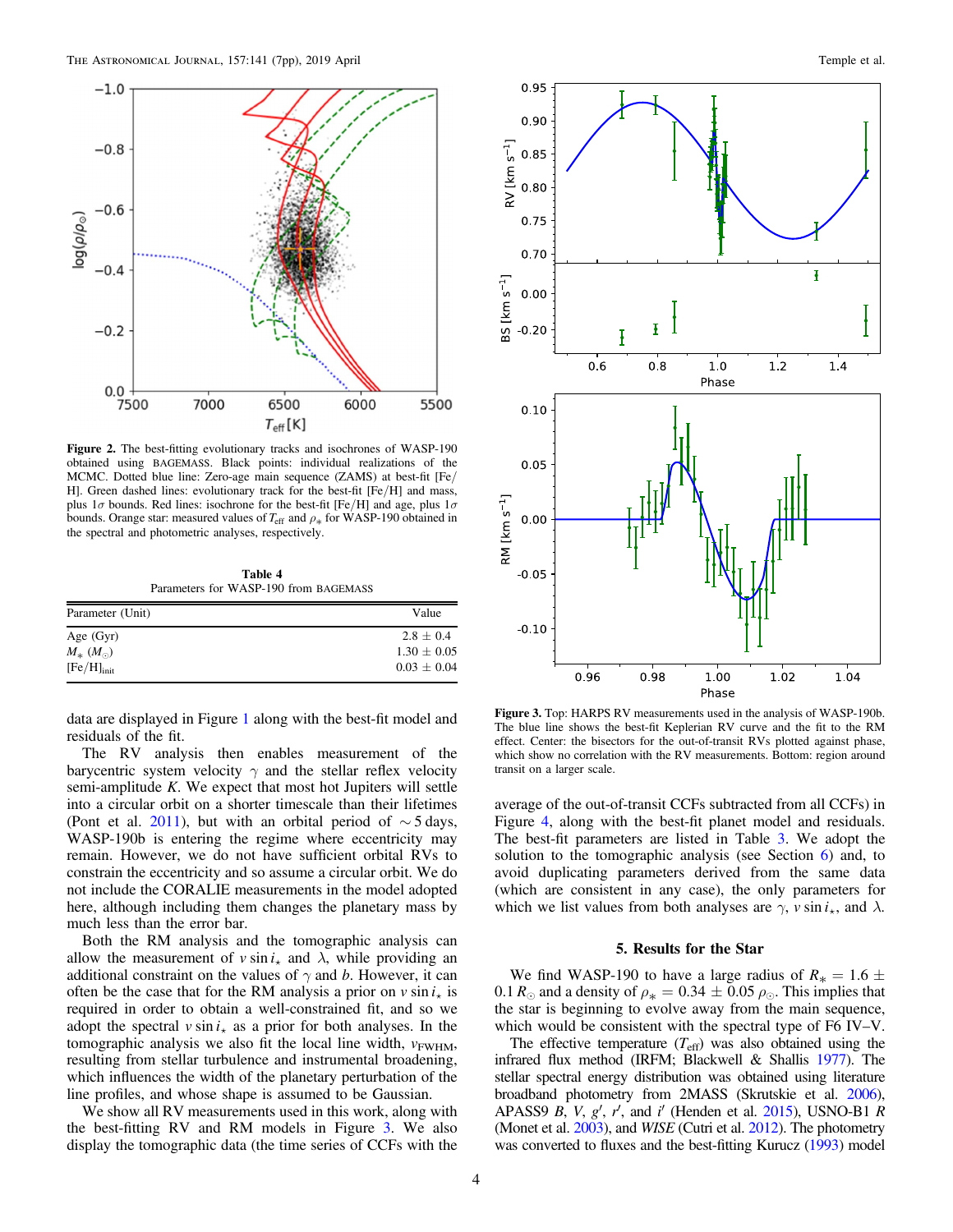**Figure 2.** The best-fitting evolutionary tracks and isochrones of WASP-190 obtained using BAGEMASS. Black points: individual realizations of the MCMC. Dotted blue line: Zero-age main sequence (ZAMS) at best-fit [Fe/H]. Green dashed lines: evolutionary track for the best-fit [Fe/H] and mass, plus 1$\sigma$ bounds. Red lines: isochrone for the best-fit [Fe/H] and age, plus 1$\sigma$ bounds. Orange star: measured values of $T_{\rm eff}$ and $\rho_*$ for WASP-190 obtained in the spectral and photometric analyses, respectively.

**Table 4**
Parameters for WASP-190 from BAGEMASS

| Parameter (Unit) | Value |
|---|---|
| Age (Gyr) | 2.8 ± 0.4 |
| $M_*$ ($M_\odot$) | 1.30 ± 0.05 |
| $[{\rm Fe/H}]_{\rm init}$ | 0.03 ± 0.04 |

data are displayed in Figure 1 along with the best-fit model and residuals of the fit.

The RV analysis then enables measurement of the barycentric system velocity $\gamma$ and the stellar reflex velocity semi-amplitude $K$. We expect that most hot Jupiters will settle into a circular orbit on a shorter timescale than their lifetimes (Pont et al. 2011), but with an orbital period of $\sim$5 days, WASP-190b is entering the regime where eccentricity may remain. However, we do not have sufficient orbital RVs to constrain the eccentricity and so assume a circular orbit. We do not include the CORALIE measurements in the model adopted here, although including them changes the planetary mass by much less than the error bar.

Both the RM analysis and the tomographic analysis can allow the measurement of $v \sin i_\star$ and $\lambda$, while providing an additional constraint on the values of $\gamma$ and $b$. However, it can often be the case that for the RM analysis a prior on $v \sin i_\star$ is required in order to obtain a well-constrained fit, and so we adopt the spectral $v \sin i_\star$ as a prior for both analyses. In the tomographic analysis we also fit the local line width, $v_{\rm FWHM}$, resulting from stellar turbulence and instrumental broadening, which influences the width of the planetary perturbation of the line profiles, and whose shape is assumed to be Gaussian.

We show all RV measurements used in this work, along with the best-fitting RV and RM models in Figure 3. We also display the tomographic data (the time series of CCFs with the average of the out-of-transit CCFs subtracted from all CCFs) in Figure 4, along with the best-fit planet model and residuals. The best-fit parameters are listed in Table 3. We adopt the solution to the tomographic analysis (see Section 6) and, to avoid duplicating parameters derived from the same data (which are consistent in any case), the only parameters for which we list values from both analyses are $\gamma$, $v \sin i_\star$, and $\lambda$.

**Figure 3.** Top: HARPS RV measurements used in the analysis of WASP-190b. The blue line shows the best-fit Keplerian RV curve and the fit to the RM effect. Center: the bisectors for the out-of-transit RVs plotted against phase, which show no correlation with the RV measurements. Bottom: region around transit on a larger scale.

## 5. Results for the Star

We find WASP-190 to have a large radius of $R_* = 1.6 \pm 0.1\,R_\odot$ and a density of $\rho_* = 0.34 \pm 0.05\,\rho_\odot$. This implies that the star is beginning to evolve away from the main sequence, which would be consistent with the spectral type of F6 IV–V.

The effective temperature ($T_{\rm eff}$) was also obtained using the infrared flux method (IRFM; Blackwell & Shallis 1977). The stellar spectral energy distribution was obtained using literature broadband photometry from 2MASS (Skrutskie et al. 2006), APASS9 $B$, $V$, $g'$, $r'$, and $i'$ (Henden et al. 2015), USNO-B1 $R$ (Monet et al. 2003), and *WISE* (Cutri et al. 2012). The photometry was converted to fluxes and the best-fitting Kurucz (1993) model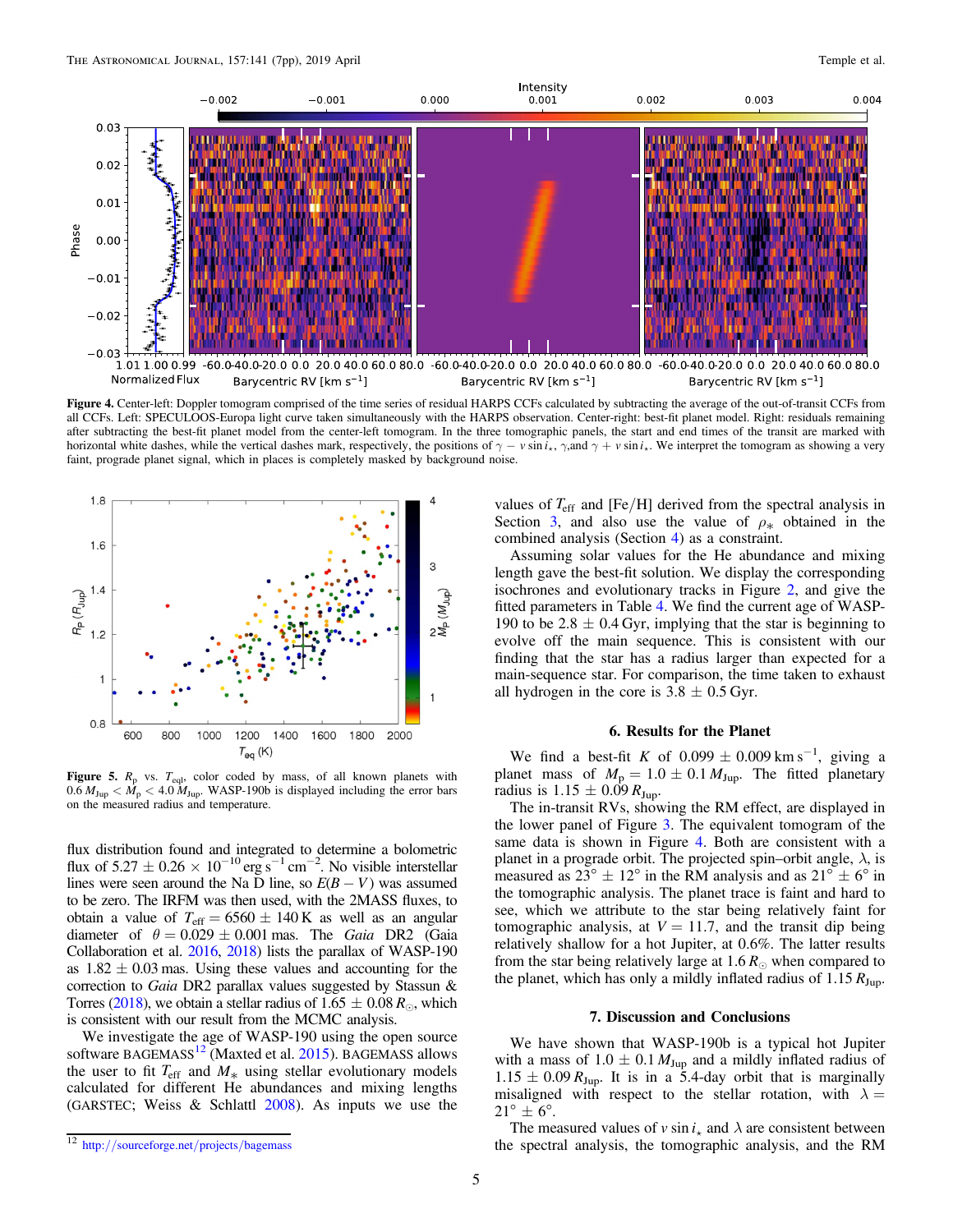**Figure 4.** Center-left: Doppler tomogram comprised of the time series of residual HARPS CCFs calculated by subtracting the average of the out-of-transit CCFs from all CCFs. Left: SPECULOOS-Europa light curve taken simultaneously with the HARPS observation. Center-right: best-fit planet model. Right: residuals remaining after subtracting the best-fit planet model from the center-left tomogram. In the three tomographic panels, the start and end times of the transit are marked with horizontal white dashes, while the vertical dashes mark, respectively, the positions of $\gamma - v \sin i_{\star}$, $\gamma$, and $\gamma + v \sin i_{\star}$. We interpret the tomogram as showing a very faint, prograde planet signal, which in places is completely masked by background noise.

**Figure 5.** $R_{\rm p}$ vs. $T_{\rm eql}$, color coded by mass, of all known planets with $0.6\,M_{\rm Jup} < M_{\rm p} < 4.0\,M_{\rm Jup}$. WASP-190b is displayed including the error bars on the measured radius and temperature.

flux distribution found and integrated to determine a bolometric flux of $5.27 \pm 0.26 \times 10^{-10}$ erg s$^{-1}$ cm$^{-2}$. No visible interstellar lines were seen around the Na D line, so $E(B-V)$ was assumed to be zero. The IRFM was then used, with the 2MASS fluxes, to obtain a value of $T_{\rm eff} = 6560 \pm 140$ K as well as an angular diameter of $\theta = 0.029 \pm 0.001$ mas. The *Gaia* DR2 (Gaia Collaboration et al. 2016, 2018) lists the parallax of WASP-190 as $1.82 \pm 0.03$ mas. Using these values and accounting for the correction to *Gaia* DR2 parallax values suggested by Stassun & Torres (2018), we obtain a stellar radius of $1.65 \pm 0.08\,R_{\odot}$, which is consistent with our result from the MCMC analysis.

We investigate the age of WASP-190 using the open source software BAGEMASS[12] (Maxted et al. 2015). BAGEMASS allows the user to fit $T_{\rm eff}$ and $M_{*}$ using stellar evolutionary models calculated for different He abundances and mixing lengths (GARSTEC; Weiss & Schlattl 2008). As inputs we use the values of $T_{\rm eff}$ and [Fe/H] derived from the spectral analysis in Section 3, and also use the value of $\rho_{*}$ obtained in the combined analysis (Section 4) as a constraint.

Assuming solar values for the He abundance and mixing length gave the best-fit solution. We display the corresponding isochrones and evolutionary tracks in Figure 2, and give the fitted parameters in Table 4. We find the current age of WASP-190 to be $2.8 \pm 0.4$ Gyr, implying that the star is beginning to evolve off the main sequence. This is consistent with our finding that the star has a radius larger than expected for a main-sequence star. For comparison, the time taken to exhaust all hydrogen in the core is $3.8 \pm 0.5$ Gyr.

[12] http://sourceforge.net/projects/bagemass

## 6. Results for the Planet

We find a best-fit $K$ of $0.099 \pm 0.009$ km s$^{-1}$, giving a planet mass of $M_{\rm p} = 1.0 \pm 0.1\,M_{\rm Jup}$. The fitted planetary radius is $1.15 \pm 0.09\,R_{\rm Jup}$.

The in-transit RVs, showing the RM effect, are displayed in the lower panel of Figure 3. The equivalent tomogram of the same data is shown in Figure 4. Both are consistent with a planet in a prograde orbit. The projected spin–orbit angle, $\lambda$, is measured as $23° \pm 12°$ in the RM analysis and as $21° \pm 6°$ in the tomographic analysis. The planet trace is faint and hard to see, which we attribute to the star being relatively faint for tomographic analysis, at $V = 11.7$, and the transit dip being relatively shallow for a hot Jupiter, at 0.6%. The latter results from the star being relatively large at $1.6\,R_{\odot}$ when compared to the planet, which has only a mildly inflated radius of $1.15\,R_{\rm Jup}$.

## 7. Discussion and Conclusions

We have shown that WASP-190b is a typical hot Jupiter with a mass of $1.0 \pm 0.1\,M_{\rm Jup}$ and a mildly inflated radius of $1.15 \pm 0.09\,R_{\rm Jup}$. It is in a 5.4-day orbit that is marginally misaligned with respect to the stellar rotation, with $\lambda = 21° \pm 6°$.

The measured values of $v \sin i_{\star}$ and $\lambda$ are consistent between the spectral analysis, the tomographic analysis, and the RM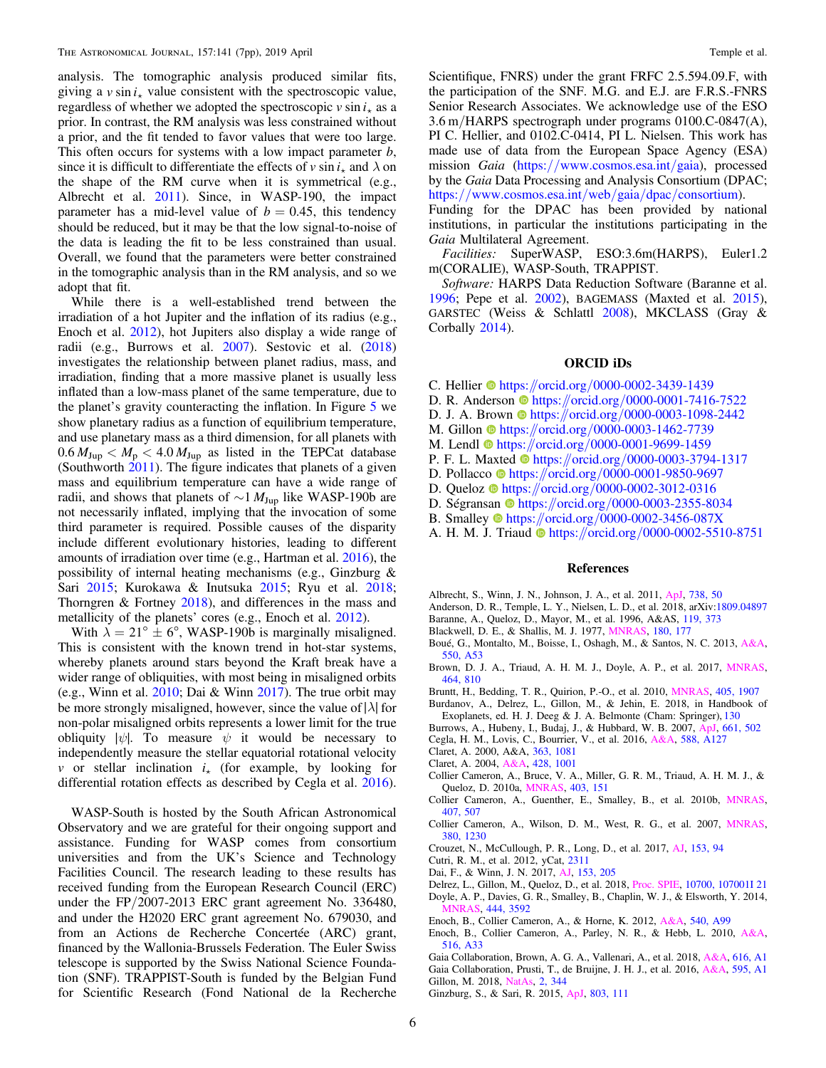analysis. The tomographic analysis produced similar fits, giving a $v \sin i_\star$ value consistent with the spectroscopic value, regardless of whether we adopted the spectroscopic $v \sin i_\star$ as a prior. In contrast, the RM analysis was less constrained without a prior, and the fit tended to favor values that were too large. This often occurs for systems with a low impact parameter $b$, since it is difficult to differentiate the effects of $v \sin i_\star$ and $\lambda$ on the shape of the RM curve when it is symmetrical (e.g., Albrecht et al. 2011). Since, in WASP-190, the impact parameter has a mid-level value of $b = 0.45$, this tendency should be reduced, but it may be that the low signal-to-noise of the data is leading the fit to be less constrained than usual. Overall, we found that the parameters were better constrained in the tomographic analysis than in the RM analysis, and so we adopt that fit.

While there is a well-established trend between the irradiation of a hot Jupiter and the inflation of its radius (e.g., Enoch et al. 2012), hot Jupiters also display a wide range of radii (e.g., Burrows et al. 2007). Sestovic et al. (2018) investigates the relationship between planet radius, mass, and irradiation, finding that a more massive planet is usually less inflated than a low-mass planet of the same temperature, due to the planet's gravity counteracting the inflation. In Figure 5 we show planetary radius as a function of equilibrium temperature, and use planetary mass as a third dimension, for all planets with $0.6\,M_{\rm Jup} < M_{\rm p} < 4.0\,M_{\rm Jup}$ as listed in the TEPCat database (Southworth 2011). The figure indicates that planets of a given mass and equilibrium temperature can have a wide range of radii, and shows that planets of $\sim 1\,M_{\rm Jup}$ like WASP-190b are not necessarily inflated, implying that the invocation of some third parameter is required. Possible causes of the disparity include different evolutionary histories, leading to different amounts of irradiation over time (e.g., Hartman et al. 2016), the possibility of internal heating mechanisms (e.g., Ginzburg & Sari 2015; Kurokawa & Inutsuka 2015; Ryu et al. 2018; Thorngren & Fortney 2018), and differences in the mass and metallicity of the planets' cores (e.g., Enoch et al. 2012).

With $\lambda = 21^\circ \pm 6^\circ$, WASP-190b is marginally misaligned. This is consistent with the known trend in hot-star systems, whereby planets around stars beyond the Kraft break have a wider range of obliquities, with most being in misaligned orbits (e.g., Winn et al. 2010; Dai & Winn 2017). The true orbit may be more strongly misaligned, however, since the value of $|\lambda|$ for non-polar misaligned orbits represents a lower limit for the true obliquity $|\psi|$. To measure $\psi$ it would be necessary to independently measure the stellar equatorial rotational velocity $v$ or stellar inclination $i_\star$ (for example, by looking for differential rotation effects as described by Cegla et al. 2016).

WASP-South is hosted by the South African Astronomical Observatory and we are grateful for their ongoing support and assistance. Funding for WASP comes from consortium universities and from the UK's Science and Technology Facilities Council. The research leading to these results has received funding from the European Research Council (ERC) under the FP/2007-2013 ERC grant agreement No. 336480, and under the H2020 ERC grant agreement No. 679030, and from an Actions de Recherche Concertée (ARC) grant, financed by the Wallonia-Brussels Federation. The Euler Swiss telescope is supported by the Swiss National Science Foundation (SNF). TRAPPIST-South is funded by the Belgian Fund for Scientific Research (Fond National de la Recherche Scientifique, FNRS) under the grant FRFC 2.5.594.09.F, with the participation of the SNF. M.G and E.J. are F.R.S.-FRNS Senior Research Associates. We acknowledge use of the ESO 3.6 m/HARPS spectrograph under programs 0100.C-0847(A), PI C. Hellier, and 0102.C-0414, PI L. Nielsen. This work has made use of data from the European Space Agency (ESA) mission *Gaia* (https://www.cosmos.esa.int/gaia), processed by the *Gaia* Data Processing and Analysis Consortium (DPAC; https://www.cosmos.esa.int/web/gaia/dpac/consortium). Funding for the DPAC has been provided by national institutions, in particular the institutions participating in the *Gaia* Multilateral Agreement.

*Facilities:* SuperWASP, ESO:3.6m(HARPS), Euler1.2 m(CORALIE), WASP-South, TRAPPIST.

*Software:* HARPS Data Reduction Software (Baranne et al. 1996; Pepe et al. 2002), BAGEMASS (Maxted et al. 2015), GARSTEC (Weiss & Schlattl 2008), MKCLASS (Gray & Corbally 2014).

## ORCID iDs

C. Hellier https://orcid.org/0000-0002-3439-1439
D. R. Anderson https://orcid.org/0000-0001-7416-7522
D. J. A. Brown https://orcid.org/0000-0003-1098-2442
M. Gillon https://orcid.org/0000-0003-1462-7739
M. Lendl https://orcid.org/0000-0001-9699-1459
P. F. L. Maxted https://orcid.org/0000-0003-3794-1317
D. Pollacco https://orcid.org/0000-0001-9850-9697
D. Queloz https://orcid.org/0000-0002-3012-0316
D. Ségransan https://orcid.org/0000-0003-2355-8034
B. Smalley https://orcid.org/0000-0002-3456-087X
A. H. M. J. Triaud https://orcid.org/0000-0002-5510-8751

## References

Albrecht, S., Winn, J. N., Johnson, J. A., et al. 2011, ApJ, 738, 50
Anderson, D. R., Temple, L. Y., Nielsen, L. D., et al. 2018, arXiv:1809.04897
Baranne, A., Queloz, D., Mayor, M., et al. 1996, A&AS, 119, 373
Blackwell, D. E., & Shallis, M. J. 1977, MNRAS, 180, 177
Boué, G., Montalto, M., Boisse, I., Oshagh, M., & Santos, N. C. 2013, A&A, 550, A53
Brown, D. J. A., Triaud, A. H. M. J., Doyle, A. P., et al. 2017, MNRAS, 464, 810
Bruntt, H., Bedding, T. R., Quirion, P.-O., et al. 2010, MNRAS, 405, 1907
Burdanov, A., Delrez, L., Gillon, M., & Jehin, E. 2018, in Handbook of Exoplanets, ed. H. J. Deeg & J. A. Belmonte (Cham: Springer), 130
Burrows, A., Hubeny, I., Budaj, J., & Hubbard, W. B. 2007, ApJ, 661, 502
Cegla, H. M., Lovis, C., Bourrier, V., et al. 2016, A&A, 588, A127
Claret, A. 2000, A&A, 363, 1081
Claret, A. 2004, A&A, 428, 1001
Collier Cameron, A., Bruce, V. A., Miller, G. R. M., Triaud, A. H. M. J., & Queloz, D. 2010a, MNRAS, 403, 151
Collier Cameron, A., Guenther, E., Smalley, B., et al. 2010b, MNRAS, 407, 507
Collier Cameron, A., Wilson, D. M., West, R. G., et al. 2007, MNRAS, 380, 1230
Crouzet, N., McCullough, P. R., Long, D., et al. 2017, AJ, 153, 94
Cutri, R. M., et al. 2012, yCat, 2311
Dai, F., & Winn, J. N. 2017, AJ, 153, 205
Delrez, L., Gillon, M., Queloz, D., et al. 2018, Proc. SPIE, 10700, 107001I 21
Doyle, A. P., Davies, G. R., Smalley, B., Chaplin, W. J., & Elsworth, Y. 2014, MNRAS, 444, 3592
Enoch, B., Collier Cameron, A., & Horne, K. 2012, A&A, 540, A99
Enoch, B., Collier Cameron, A., Parley, N. R., & Hebb, L. 2010, A&A, 516, A33
Gaia Collaboration, Brown, A. G. A., Vallenari, A., et al. 2018, A&A, 616, A1
Gaia Collaboration, Prusti, T., de Bruijne, J. H. J., et al. 2016, A&A, 595, A1
Gillon, M. 2018, NatAs, 2, 344
Ginzburg, S., & Sari, R. 2015, ApJ, 803, 111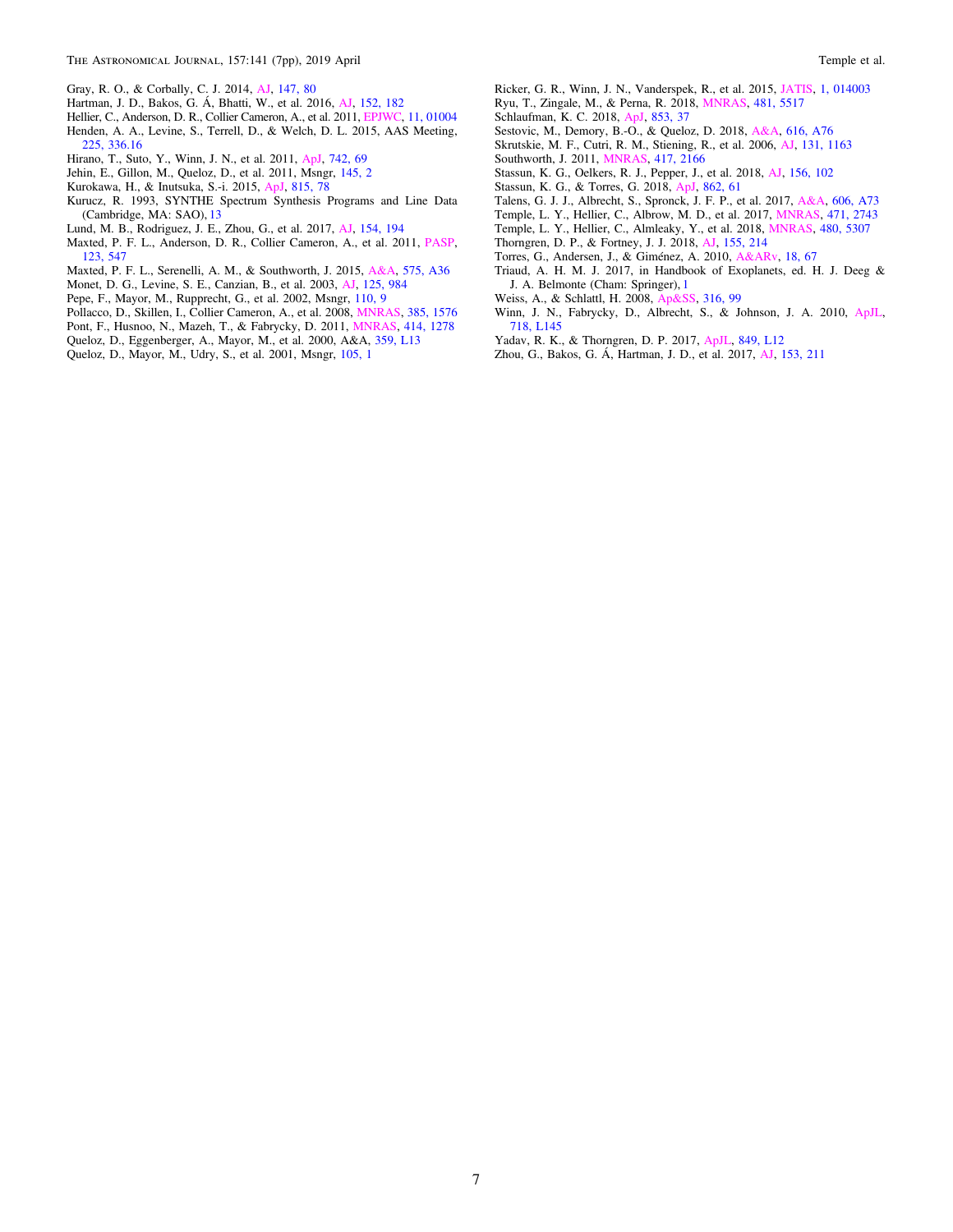Gray, R. O., & Corbally, C. J. 2014, AJ, 147, 80
Hartman, J. D., Bakos, G. Á, Bhatti, W., et al. 2016, AJ, 152, 182
Hellier, C., Anderson, D. R., Collier Cameron, A., et al. 2011, EPJWC, 11, 01004
Henden, A. A., Levine, S., Terrell, D., & Welch, D. L. 2015, AAS Meeting, 225, 336.16
Hirano, T., Suto, Y., Winn, J. N., et al. 2011, ApJ, 742, 69
Jehin, E., Gillon, M., Queloz, D., et al. 2011, Msngr, 145, 2
Kurokawa, H., & Inutsuka, S.-i. 2015, ApJ, 815, 78
Kurucz, R. 1993, SYNTHE Spectrum Synthesis Programs and Line Data (Cambridge, MA: SAO), 13
Lund, M. B., Rodriguez, J. E., Zhou, G., et al. 2017, AJ, 154, 194
Maxted, P. F. L., Anderson, D. R., Collier Cameron, A., et al. 2011, PASP, 123, 547
Maxted, P. F. L., Serenelli, A. M., & Southworth, J. 2015, A&A, 575, A36
Monet, D. G., Levine, S. E., Canzian, B., et al. 2003, AJ, 125, 984
Pepe, F., Mayor, M., Rupprecht, G., et al. 2002, Msngr, 110, 9
Pollacco, D., Skillen, I., Collier Cameron, A., et al. 2008, MNRAS, 385, 1576
Pont, F., Husnoo, N., Mazeh, T., & Fabrycky, D. 2011, MNRAS, 414, 1278
Queloz, D., Eggenberger, A., Mayor, M., et al. 2000, A&A, 359, L13
Queloz, D., Mayor, M., Udry, S., et al. 2001, Msngr, 105, 1
Ricker, G. R., Winn, J. N., Vanderspek, R., et al. 2015, JATIS, 1, 014003
Ryu, T., Zingale, M., & Perna, R. 2018, MNRAS, 481, 5517
Schlaufman, K. C. 2018, ApJ, 853, 37
Sestovic, M., Demory, B.-O., & Queloz, D. 2018, A&A, 616, A76
Skrutskie, M. F., Cutri, R. M., Stiening, R., et al. 2006, AJ, 131, 1163
Southworth, J. 2011, MNRAS, 417, 2166
Stassun, K. G., Oelkers, R. J., Pepper, J., et al. 2018, AJ, 156, 102
Stassun, K. G., & Torres, G. 2018, ApJ, 862, 61
Talens, G. J. J., Albrecht, S., Spronck, J. F. P., et al. 2017, A&A, 606, A73
Temple, L. Y., Hellier, C., Albrow, M. D., et al. 2017, MNRAS, 471, 2743
Temple, L. Y., Hellier, C., Almleaky, Y., et al. 2018, MNRAS, 480, 5307
Thorngren, D. P., & Fortney, J. J. 2018, AJ, 155, 214
Torres, G., Andersen, J., & Giménez, A. 2010, A&ARv, 18, 67
Triaud, A. H. M. J. 2017, in Handbook of Exoplanets, ed. H. J. Deeg & J. A. Belmonte (Cham: Springer), 1
Weiss, A., & Schlattl, H. 2008, Ap&SS, 316, 99
Winn, J. N., Fabrycky, D., Albrecht, S., & Johnson, J. A. 2010, ApJL, 718, L145
Yadav, R. K., & Thorngren, D. P. 2017, ApJL, 849, L12
Zhou, G., Bakos, G. Á, Hartman, J. D., et al. 2017, AJ, 153, 211